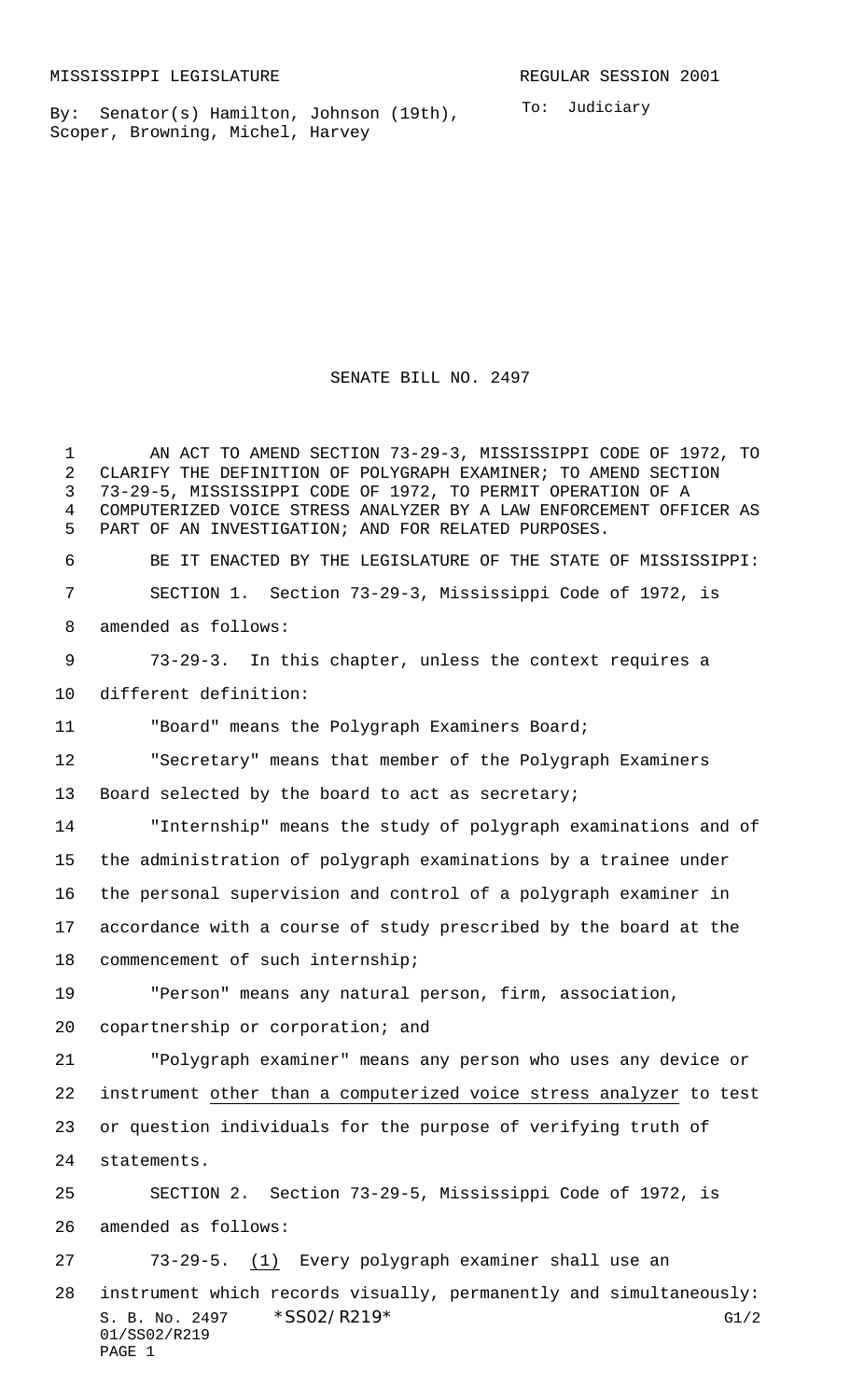MISSISSIPPI LEGISLATURE REGULAR SESSION 2001

By: Senator(s) Hamilton, Johnson (19th), Scoper, Browning, Michel, Harvey

To: Judiciary

# SENATE BILL NO. 2497

AN ACT TO AMEND SECTION 73-29-3, MISSISSIPPI CODE OF 1972, TO CLARIFY THE DEFINITION OF POLYGRAPH EXAMINER; TO AMEND SECTION 73-29-5, MISSISSIPPI CODE OF 1972, TO PERMIT OPERATION OF A COMPUTERIZED VOICE STRESS ANALYZER BY A LAW ENFORCEMENT OFFICER AS PART OF AN INVESTIGATION; AND FOR RELATED PURPOSES.

BE IT ENACTED BY THE LEGISLATURE OF THE STATE OF MISSISSIPPI:

SECTION 1. Section 73-29-3, Mississippi Code of 1972, is amended as follows:

73-29-3. In this chapter, unless the context requires a different definition:

"Board" means the Polygraph Examiners Board;

"Secretary" means that member of the Polygraph Examiners Board selected by the board to act as secretary;

"Internship" means the study of polygraph examinations and of the administration of polygraph examinations by a trainee under the personal supervision and control of a polygraph examiner in accordance with a course of study prescribed by the board at the commencement of such internship;

"Person" means any natural person, firm, association, copartnership or corporation; and

"Polygraph examiner" means any person who uses any device or instrument <u>other than a computerized voice stress analyzer</u> to test or question individuals for the purpose of verifying truth of statements.

SECTION 2. Section 73-29-5, Mississippi Code of 1972, is amended as follows:

73-29-5. <u>(1)</u> Every polygraph examiner shall use an instrument which records visually, permanently and simultaneously: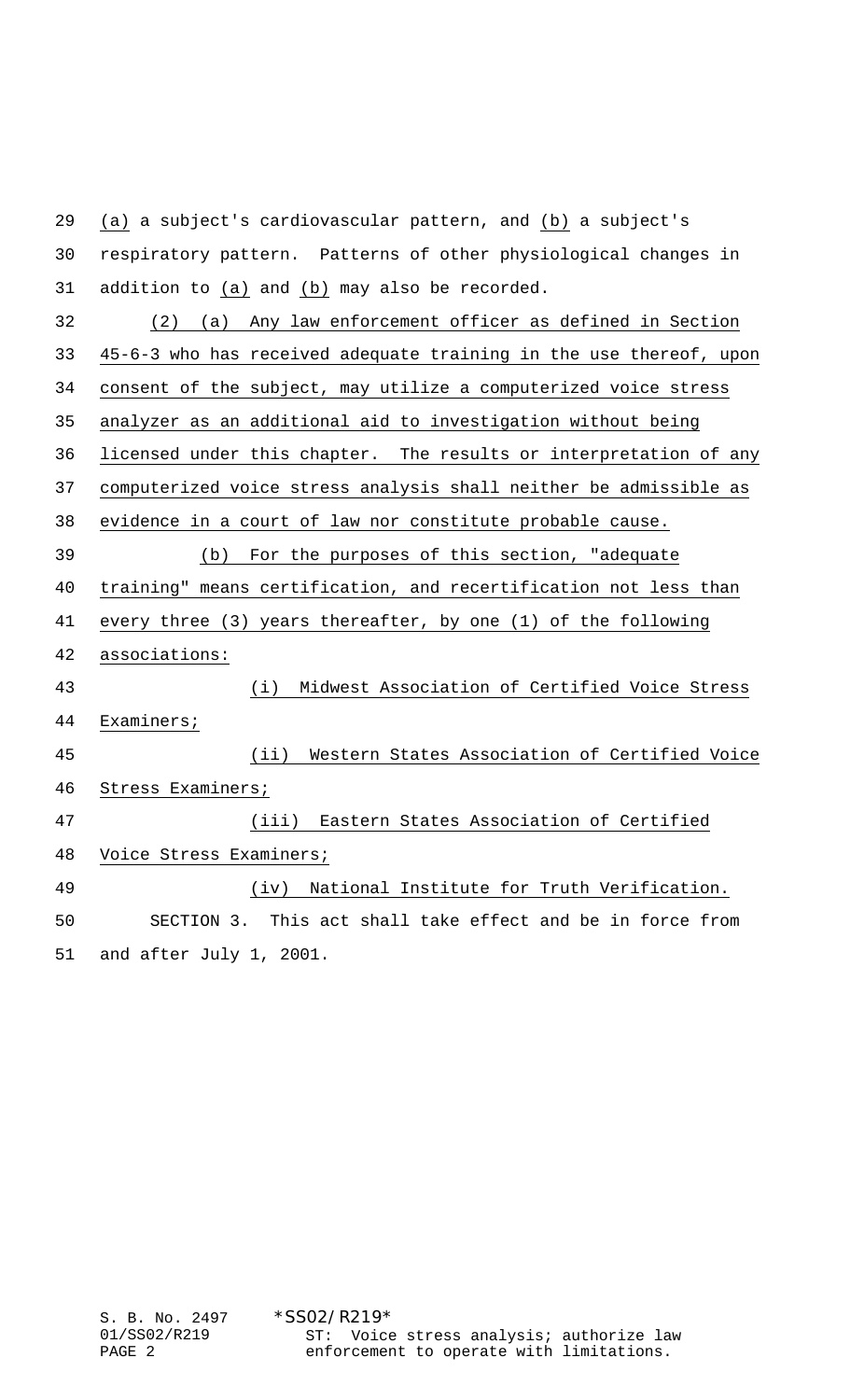(a) a subject's cardiovascular pattern, and (b) a subject's respiratory pattern. Patterns of other physiological changes in addition to (a) and (b) may also be recorded.

(2) (a) Any law enforcement officer as defined in Section 45-6-3 who has received adequate training in the use thereof, upon consent of the subject, may utilize a computerized voice stress analyzer as an additional aid to investigation without being licensed under this chapter. The results or interpretation of any computerized voice stress analysis shall neither be admissible as evidence in a court of law nor constitute probable cause.

(b) For the purposes of this section, "adequate training" means certification, and recertification not less than every three (3) years thereafter, by one (1) of the following associations:

(i) Midwest Association of Certified Voice Stress Examiners;

(ii) Western States Association of Certified Voice Stress Examiners;

(iii) Eastern States Association of Certified Voice Stress Examiners;

(iv) National Institute for Truth Verification.

SECTION 3. This act shall take effect and be in force from and after July 1, 2001.

S. B. No. 2497 *SS02/R219*
01/SS02/R219 ST: Voice stress analysis; authorize law enforcement to operate with limitations.